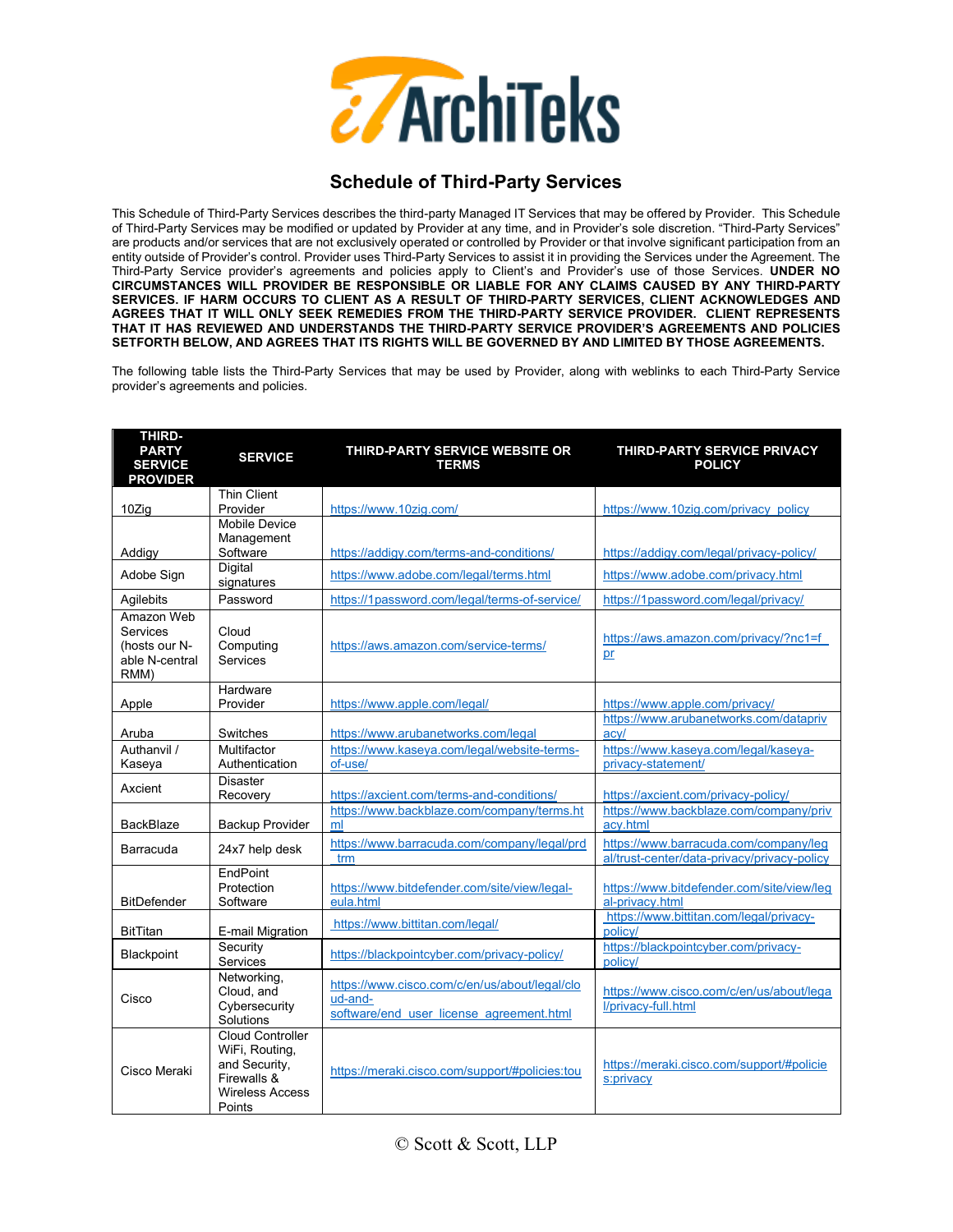# iArchiTeks

## Schedule of Third-Party Services

This Schedule of Third-Party Services describes the third-party Managed IT Services that may be offered by Provider. This Schedule of Third-Party Services may be modified or updated by Provider at any time, and in Provider's sole discretion. "Third-Party Services" are products and/or services that are not exclusively operated or controlled by Provider or that involve significant participation from an entity outside of Provider's control. Provider uses Third-Party Services to assist it in providing the Services under the Agreement. The Third-Party Service provider's agreements and policies apply to Client's and Provider's use of those Services. **UNDER NO CIRCUMSTANCES WILL PROVIDER BE RESPONSIBLE OR LIABLE FOR ANY CLAIMS CAUSED BY ANY THIRD-PARTY SERVICES. IF HARM OCCURS TO CLIENT AS A RESULT OF THIRD-PARTY SERVICES, CLIENT ACKNOWLEDGES AND AGREES THAT IT WILL ONLY SEEK REMEDIES FROM THE THIRD-PARTY SERVICE PROVIDER. CLIENT REPRESENTS THAT IT HAS REVIEWED AND UNDERSTANDS THE THIRD-PARTY SERVICE PROVIDER'S AGREEMENTS AND POLICIES SETFORTH BELOW, AND AGREES THAT ITS RIGHTS WILL BE GOVERNED BY AND LIMITED BY THOSE AGREEMENTS.**

The following table lists the Third-Party Services that may be used by Provider, along with weblinks to each Third-Party Service provider's agreements and policies.

| THIRD-PARTY SERVICE PROVIDER | SERVICE | THIRD-PARTY SERVICE WEBSITE OR TERMS | THIRD-PARTY SERVICE PRIVACY POLICY |
|---|---|---|---|
| 10Zig | Thin Client Provider | https://www.10zig.com/ | https://www.10zig.com/privacy_policy |
| Addigy | Mobile Device Management Software | https://addigy.com/terms-and-conditions/ | https://addigy.com/legal/privacy-policy/ |
| Adobe Sign | Digital signatures | https://www.adobe.com/legal/terms.html | https://www.adobe.com/privacy.html |
| Agilebits | Password | https://1password.com/legal/terms-of-service/ | https://1password.com/legal/privacy/ |
| Amazon Web Services (hosts our N-able N-central RMM) | Cloud Computing Services | https://aws.amazon.com/service-terms/ | https://aws.amazon.com/privacy/?nc1=f_pr |
| Apple | Hardware Provider | https://www.apple.com/legal/ | https://www.apple.com/privacy/ |
| Aruba | Switches | https://www.arubanetworks.com/legal | https://www.arubanetworks.com/datapriv acy/ |
| Authanvil / Kaseya | Multifactor Authentication | https://www.kaseya.com/legal/website-terms-of-use/ | https://www.kaseya.com/legal/kaseya-privacy-statement/ |
| Axcient | Disaster Recovery | https://axcient.com/terms-and-conditions/ | https://axcient.com/privacy-policy/ |
| BackBlaze | Backup Provider | https://www.backblaze.com/company/terms.html | https://www.backblaze.com/company/privacy.html |
| Barracuda | 24x7 help desk | https://www.barracuda.com/company/legal/prd_trm | https://www.barracuda.com/company/legal/trust-center/data-privacy/privacy-policy |
| BitDefender | EndPoint Protection Software | https://www.bitdefender.com/site/view/legal-eula.html | https://www.bitdefender.com/site/view/legal-privacy.html |
| BitTitan | E-mail Migration | https://www.bittitan.com/legal/ | https://www.bittitan.com/legal/privacy-policy/ |
| Blackpoint | Security Services | https://blackpointcyber.com/privacy-policy/ | https://blackpointcyber.com/privacy-policy/ |
| Cisco | Networking, Cloud, and Cybersecurity Solutions | https://www.cisco.com/c/en/us/about/legal/cloud-and-software/end_user_license_agreement.html | https://www.cisco.com/c/en/us/about/legal/privacy-full.html |
| Cisco Meraki | Cloud Controller WiFi, Routing, and Security, Firewalls & Wireless Access Points | https://meraki.cisco.com/support/#policies:tou | https://meraki.cisco.com/support/#policies:privacy |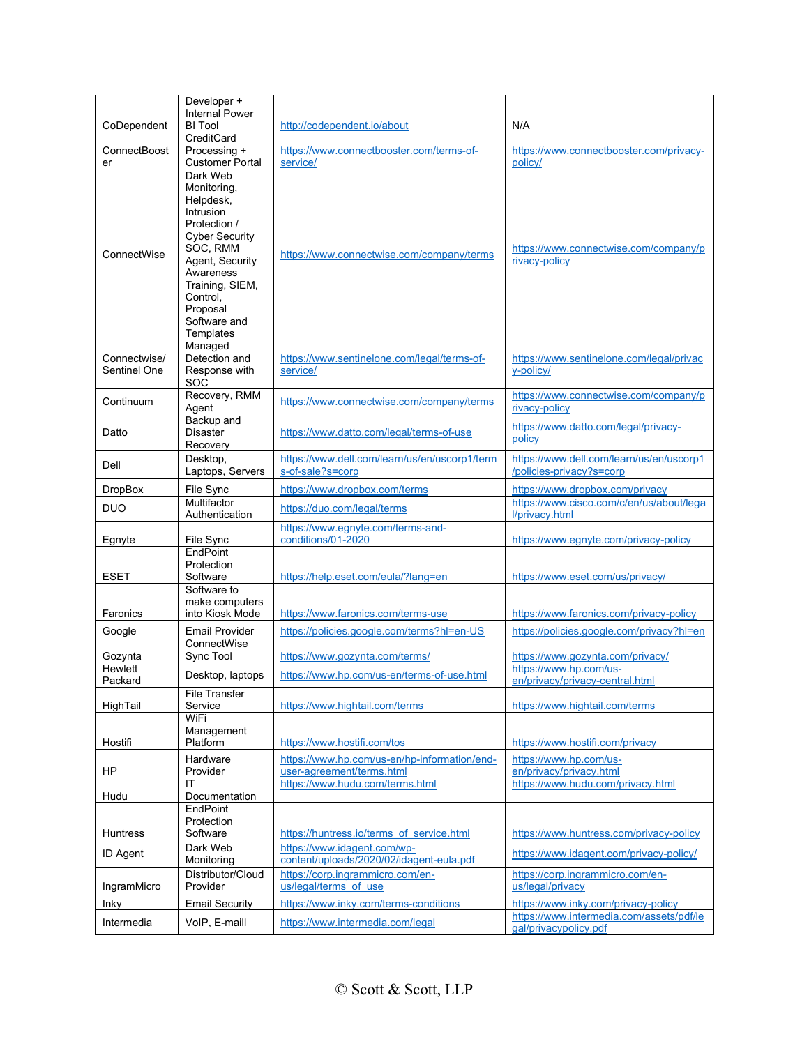| CoDependent | Developer + Internal Power BI Tool | http://codependent.io/about | N/A |
|---|---|---|---|
| ConnectBooster | CreditCard Processing + Customer Portal | https://www.connectbooster.com/terms-of-service/ | https://www.connectbooster.com/privacy-policy/ |
| ConnectWise | Dark Web Monitoring, Helpdesk, Intrusion Protection / Cyber Security SOC, RMM Agent, Security Awareness Training, SIEM, Control, Proposal Software and Templates | https://www.connectwise.com/company/terms | https://www.connectwise.com/company/privacy-policy |
| Connectwise/ Sentinel One | Managed Detection and Response with SOC | https://www.sentinelone.com/legal/terms-of-service/ | https://www.sentinelone.com/legal/privacy-policy/ |
| Continuum | Recovery, RMM Agent | https://www.connectwise.com/company/terms | https://www.connectwise.com/company/privacy-policy |
| Datto | Backup and Disaster Recovery | https://www.datto.com/legal/terms-of-use | https://www.datto.com/legal/privacy-policy |
| Dell | Desktop, Laptops, Servers | https://www.dell.com/learn/us/en/uscorp1/terms-of-sale?s=corp | https://www.dell.com/learn/us/en/uscorp1/policies-privacy?s=corp |
| DropBox | File Sync | https://www.dropbox.com/terms | https://www.dropbox.com/privacy |
| DUO | Multifactor Authentication | https://duo.com/legal/terms | https://www.cisco.com/c/en/us/about/legal/privacy.html |
| Egnyte | File Sync | https://www.egnyte.com/terms-and-conditions/01-2020 | https://www.egnyte.com/privacy-policy |
| ESET | EndPoint Protection Software | https://help.eset.com/eula/?lang=en | https://www.eset.com/us/privacy/ |
| Faronics | Software to make computers into Kiosk Mode | https://www.faronics.com/terms-use | https://www.faronics.com/privacy-policy |
| Google | Email Provider | https://policies.google.com/terms?hl=en-US | https://policies.google.com/privacy?hl=en |
| Gozynta | ConnectWise Sync Tool | https://www.gozynta.com/terms/ | https://www.gozynta.com/privacy/ |
| Hewlett Packard | Desktop, laptops | https://www.hp.com/us-en/terms-of-use.html | https://www.hp.com/us-en/privacy/privacy-central.html |
| HighTail | File Transfer Service | https://www.hightail.com/terms | https://www.hightail.com/terms |
| Hostifi | WiFi Management Platform | https://www.hostifi.com/tos | https://www.hostifi.com/privacy |
| HP | Hardware Provider | https://www.hp.com/us-en/hp-information/end-user-agreement/terms.html | https://www.hp.com/us-en/privacy/privacy.html |
| Hudu | IT Documentation | https://www.hudu.com/terms.html | https://www.hudu.com/privacy.html |
| Huntress | EndPoint Protection Software | https://huntress.io/terms_of_service.html | https://www.huntress.com/privacy-policy |
| ID Agent | Dark Web Monitoring | https://www.idagent.com/wp-content/uploads/2020/02/idagent-eula.pdf | https://www.idagent.com/privacy-policy/ |
| IngramMicro | Distributor/Cloud Provider | https://corp.ingrammicro.com/en-us/legal/terms_of_use | https://corp.ingrammicro.com/en-us/legal/privacy |
| Inky | Email Security | https://www.inky.com/terms-conditions | https://www.inky.com/privacy-policy |
| Intermedia | VoIP, E-maill | https://www.intermedia.com/legal | https://www.intermedia.com/assets/pdf/legal/privacypolicy.pdf |

© Scott & Scott, LLP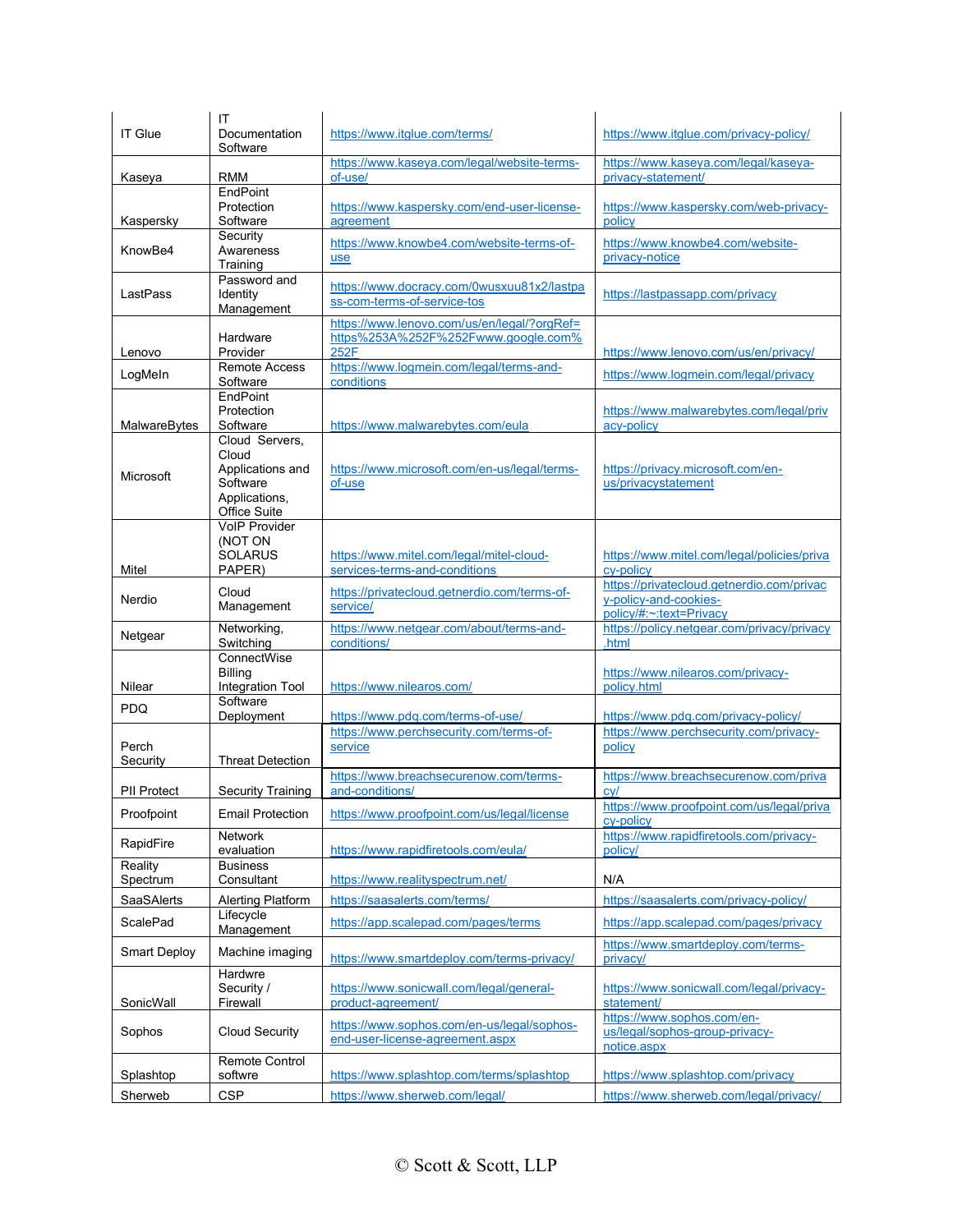| | | | |
|---|---|---|---|
| IT Glue | IT Documentation Software | https://www.itglue.com/terms/ | https://www.itglue.com/privacy-policy/ |
| Kaseya | RMM | https://www.kaseya.com/legal/website-terms-of-use/ | https://www.kaseya.com/legal/kaseya-privacy-statement/ |
| Kaspersky | EndPoint Protection Software | https://www.kaspersky.com/end-user-license-agreement | https://www.kaspersky.com/web-privacy-policy |
| KnowBe4 | Security Awareness Training | https://www.knowbe4.com/website-terms-of-use | https://www.knowbe4.com/website-privacy-notice |
| LastPass | Password and Identity Management | https://www.docracy.com/0wusxuu81x2/lastpass-com-terms-of-service-tos | https://lastpassapp.com/privacy |
| Lenovo | Hardware Provider | https://www.lenovo.com/us/en/legal/?orgRef=https%253A%252F%252Fwww.google.com%252F | https://www.lenovo.com/us/en/privacy/ |
| LogMeIn | Remote Access Software | https://www.logmein.com/legal/terms-and-conditions | https://www.logmein.com/legal/privacy |
| MalwareBytes | EndPoint Protection Software | https://www.malwarebytes.com/eula | https://www.malwarebytes.com/legal/privacy-policy |
| Microsoft | Cloud Servers, Cloud Applications and Software Applications, Office Suite | https://www.microsoft.com/en-us/legal/terms-of-use | https://privacy.microsoft.com/en-us/privacystatement |
| Mitel | VoIP Provider (NOT ON SOLARUS PAPER) | https://www.mitel.com/legal/mitel-cloud-services-terms-and-conditions | https://www.mitel.com/legal/policies/privacy-policy |
| Nerdio | Cloud Management | https://privatecloud.getnerdio.com/terms-of-service/ | https://privatecloud.getnerdio.com/privacy-policy-and-cookies-policy/#:~:text=Privacy |
| Netgear | Networking, Switching | https://www.netgear.com/about/terms-and-conditions/ | https://policy.netgear.com/privacy/privacy.html |
| Nilear | ConnectWise Billing Integration Tool | https://www.nilearos.com/ | https://www.nilearos.com/privacy-policy.html |
| PDQ | Software Deployment | https://www.pdq.com/terms-of-use/ | https://www.pdq.com/privacy-policy/ |
| Perch Security | Threat Detection | https://www.perchsecurity.com/terms-of-service | https://www.perchsecurity.com/privacy-policy |
| PII Protect | Security Training | https://www.breachsecurenow.com/terms-and-conditions/ | https://www.breachsecurenow.com/privacy/ |
| Proofpoint | Email Protection | https://www.proofpoint.com/us/legal/license | https://www.proofpoint.com/us/legal/privacy-policy |
| RapidFire | Network evaluation | https://www.rapidfiretools.com/eula/ | https://www.rapidfiretools.com/privacy-policy/ |
| Reality Spectrum | Business Consultant | https://www.realityspectrum.net/ | N/A |
| SaaSAlerts | Alerting Platform | https://saasalerts.com/terms/ | https://saasalerts.com/privacy-policy/ |
| ScalePad | Lifecycle Management | https://app.scalepad.com/pages/terms | https://app.scalepad.com/pages/privacy |
| Smart Deploy | Machine imaging | https://www.smartdeploy.com/terms-privacy/ | https://www.smartdeploy.com/terms-privacy/ |
| SonicWall | Hardwre Security / Firewall | https://www.sonicwall.com/legal/general-product-agreement/ | https://www.sonicwall.com/legal/privacy-statement/ |
| Sophos | Cloud Security | https://www.sophos.com/en-us/legal/sophos-end-user-license-agreement.aspx | https://www.sophos.com/en-us/legal/sophos-group-privacy-notice.aspx |
| Splashtop | Remote Control softwre | https://www.splashtop.com/terms/splashtop | https://www.splashtop.com/privacy |
| Sherweb | CSP | https://www.sherweb.com/legal/ | https://www.sherweb.com/legal/privacy/ |

© Scott & Scott, LLP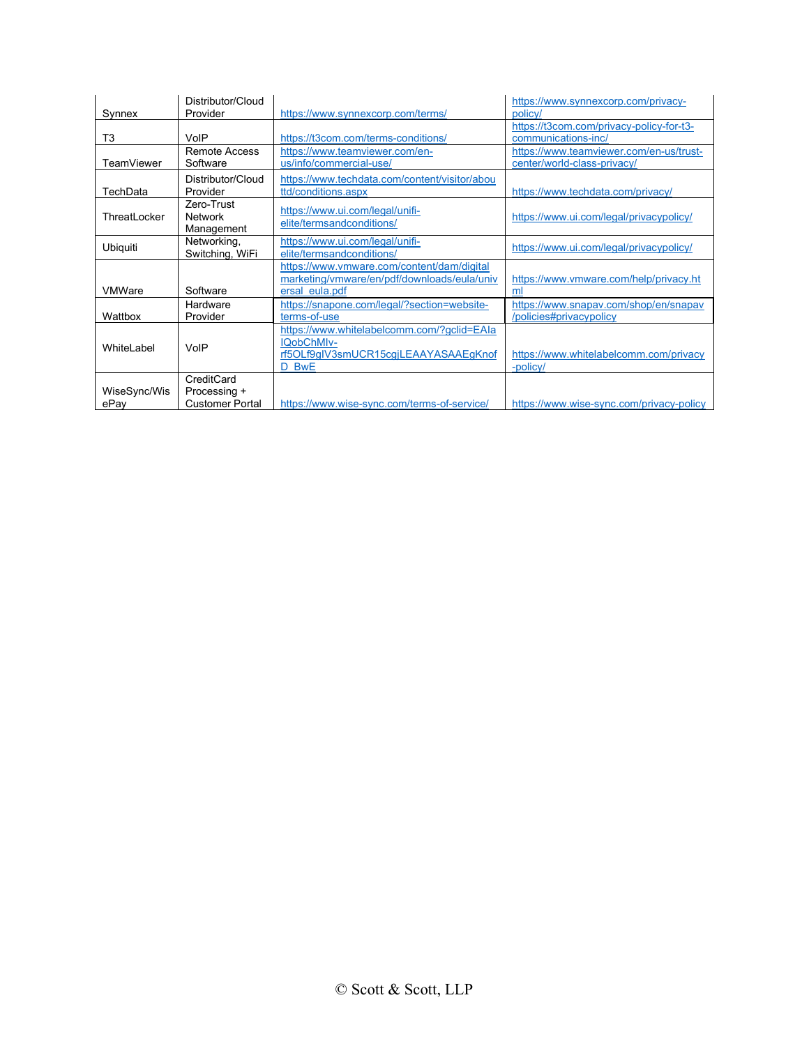| | | | |
|---|---|---|---|
| Synnex | Distributor/Cloud Provider | https://www.synnexcorp.com/terms/ | https://www.synnexcorp.com/privacy-policy/ |
| T3 | VoIP | https://t3com.com/terms-conditions/ | https://t3com.com/privacy-policy-for-t3-communications-inc/ |
| TeamViewer | Remote Access Software | https://www.teamviewer.com/en-us/info/commercial-use/ | https://www.teamviewer.com/en-us/trust-center/world-class-privacy/ |
| TechData | Distributor/Cloud Provider | https://www.techdata.com/content/visitor/aboutd/conditions.aspx | https://www.techdata.com/privacy/ |
| ThreatLocker | Zero-Trust Network Management | https://www.ui.com/legal/unifi-elite/termsandconditions/ | https://www.ui.com/legal/privacypolicy/ |
| Ubiquiti | Networking, Switching, WiFi | https://www.ui.com/legal/unifi-elite/termsandconditions/ | https://www.ui.com/legal/privacypolicy/ |
| VMWare | Software | https://www.vmware.com/content/dam/digitalmarketing/vmware/en/pdf/downloads/eula/universal_eula.pdf | https://www.vmware.com/help/privacy.html |
| Wattbox | Hardware Provider | https://snapone.com/legal/?section=website-terms-of-use | https://www.snapav.com/shop/en/snapav/policies#privacypolicy |
| WhiteLabel | VoIP | https://www.whitelabelcomm.com/?gclid=EAIaIQobChMIv-rf5OLf9gIV3smUCR15cgjLEAAYASAAEgKnofD_BwE | https://www.whitelabelcomm.com/privacy-policy/ |
| WiseSync/WisePay | CreditCard Processing + Customer Portal | https://www.wise-sync.com/terms-of-service/ | https://www.wise-sync.com/privacy-policy |

© Scott & Scott, LLP